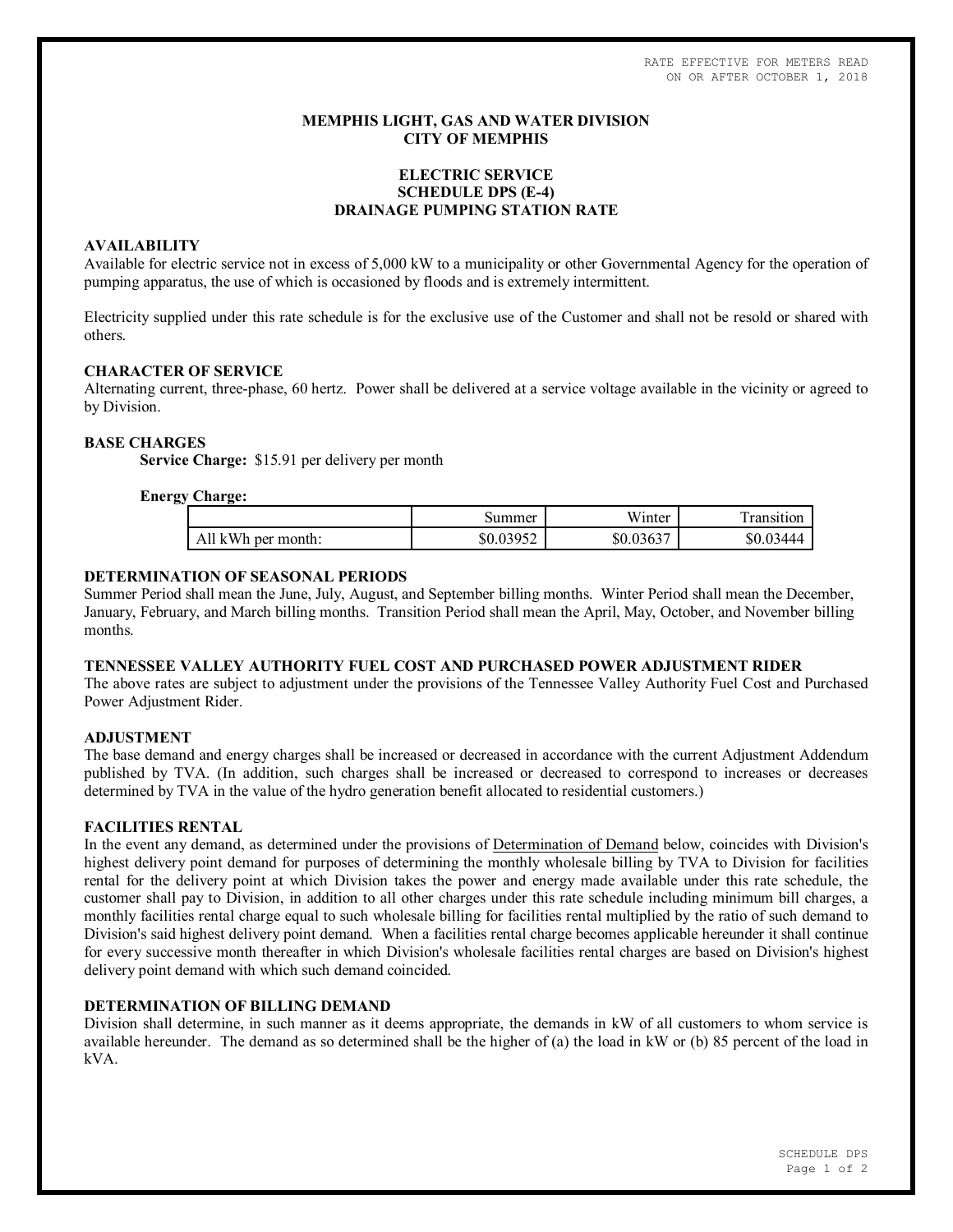RATE EFFECTIVE FOR METERS READ
ON OR AFTER OCTOBER 1, 2018

# MEMPHIS LIGHT, GAS AND WATER DIVISION
# CITY OF MEMPHIS

## ELECTRIC SERVICE
## SCHEDULE DPS (E-4)
## DRAINAGE PUMPING STATION RATE

### AVAILABILITY

Available for electric service not in excess of 5,000 kW to a municipality or other Governmental Agency for the operation of pumping apparatus, the use of which is occasioned by floods and is extremely intermittent.

Electricity supplied under this rate schedule is for the exclusive use of the Customer and shall not be resold or shared with others.

### CHARACTER OF SERVICE

Alternating current, three-phase, 60 hertz. Power shall be delivered at a service voltage available in the vicinity or agreed to by Division.

### BASE CHARGES

**Service Charge:** $15.91 per delivery per month

**Energy Charge:**

| | Summer | Winter | Transition |
|---|---|---|---|
| All kWh per month: | $0.03952 | $0.03637 | $0.03444 |

### DETERMINATION OF SEASONAL PERIODS

Summer Period shall mean the June, July, August, and September billing months. Winter Period shall mean the December, January, February, and March billing months. Transition Period shall mean the April, May, October, and November billing months.

### TENNESSEE VALLEY AUTHORITY FUEL COST AND PURCHASED POWER ADJUSTMENT RIDER

The above rates are subject to adjustment under the provisions of the Tennessee Valley Authority Fuel Cost and Purchased Power Adjustment Rider.

### ADJUSTMENT

The base demand and energy charges shall be increased or decreased in accordance with the current Adjustment Addendum published by TVA. (In addition, such charges shall be increased or decreased to correspond to increases or decreases determined by TVA in the value of the hydro generation benefit allocated to residential customers.)

### FACILITIES RENTAL

In the event any demand, as determined under the provisions of Determination of Demand below, coincides with Division's highest delivery point demand for purposes of determining the monthly wholesale billing by TVA to Division for facilities rental for the delivery point at which Division takes the power and energy made available under this rate schedule, the customer shall pay to Division, in addition to all other charges under this rate schedule including minimum bill charges, a monthly facilities rental charge equal to such wholesale billing for facilities rental multiplied by the ratio of such demand to Division's said highest delivery point demand. When a facilities rental charge becomes applicable hereunder it shall continue for every successive month thereafter in which Division's wholesale facilities rental charges are based on Division's highest delivery point demand with which such demand coincided.

### DETERMINATION OF BILLING DEMAND

Division shall determine, in such manner as it deems appropriate, the demands in kW of all customers to whom service is available hereunder. The demand as so determined shall be the higher of (a) the load in kW or (b) 85 percent of the load in kVA.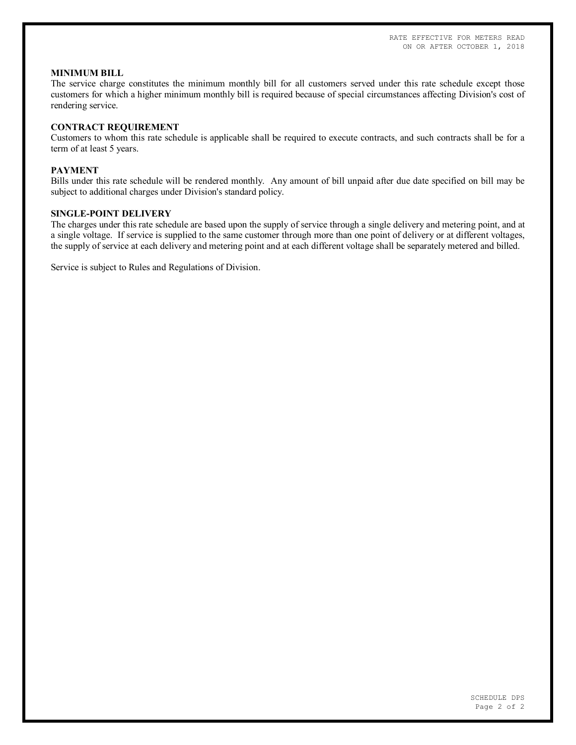**MINIMUM BILL**
The service charge constitutes the minimum monthly bill for all customers served under this rate schedule except those customers for which a higher minimum monthly bill is required because of special circumstances affecting Division's cost of rendering service.

**CONTRACT REQUIREMENT**
Customers to whom this rate schedule is applicable shall be required to execute contracts, and such contracts shall be for a term of at least 5 years.

**PAYMENT**
Bills under this rate schedule will be rendered monthly. Any amount of bill unpaid after due date specified on bill may be subject to additional charges under Division's standard policy.

**SINGLE-POINT DELIVERY**
The charges under this rate schedule are based upon the supply of service through a single delivery and metering point, and at a single voltage. If service is supplied to the same customer through more than one point of delivery or at different voltages, the supply of service at each delivery and metering point and at each different voltage shall be separately metered and billed.

Service is subject to Rules and Regulations of Division.